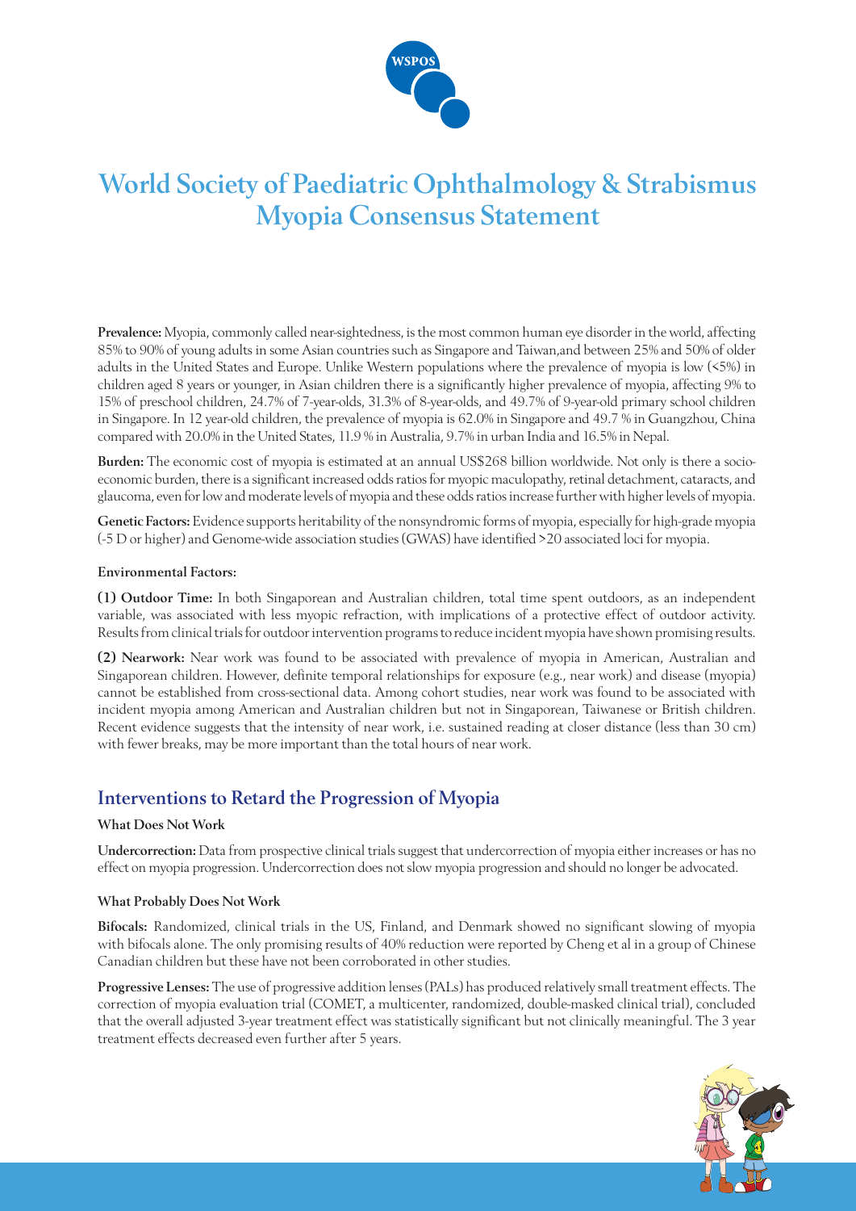# World Society of Paediatric Ophthalmology & Strabismus Myopia Consensus Statement

**Prevalence:** Myopia, commonly called near-sightedness, is the most common human eye disorder in the world, affecting 85% to 90% of young adults in some Asian countries such as Singapore and Taiwan,and between 25% and 50% of older adults in the United States and Europe. Unlike Western populations where the prevalence of myopia is low (<5%) in children aged 8 years or younger, in Asian children there is a significantly higher prevalence of myopia, affecting 9% to 15% of preschool children, 24.7% of 7-year-olds, 31.3% of 8-year-olds, and 49.7% of 9-year-old primary school children in Singapore. In 12 year-old children, the prevalence of myopia is 62.0% in Singapore and 49.7 % in Guangzhou, China compared with 20.0% in the United States, 11.9 % in Australia, 9.7% in urban India and 16.5% in Nepal.

**Burden:** The economic cost of myopia is estimated at an annual US$268 billion worldwide. Not only is there a socio-economic burden, there is a significant increased odds ratios for myopic maculopathy, retinal detachment, cataracts, and glaucoma, even for low and moderate levels of myopia and these odds ratios increase further with higher levels of myopia.

**Genetic Factors:** Evidence supports heritability of the nonsyndromic forms of myopia, especially for high-grade myopia (-5 D or higher) and Genome-wide association studies (GWAS) have identified >20 associated loci for myopia.

**Environmental Factors:**

**(1) Outdoor Time:** In both Singaporean and Australian children, total time spent outdoors, as an independent variable, was associated with less myopic refraction, with implications of a protective effect of outdoor activity. Results from clinical trials for outdoor intervention programs to reduce incident myopia have shown promising results.

**(2) Nearwork:** Near work was found to be associated with prevalence of myopia in American, Australian and Singaporean children. However, definite temporal relationships for exposure (e.g., near work) and disease (myopia) cannot be established from cross-sectional data. Among cohort studies, near work was found to be associated with incident myopia among American and Australian children but not in Singaporean, Taiwanese or British children. Recent evidence suggests that the intensity of near work, i.e. sustained reading at closer distance (less than 30 cm) with fewer breaks, may be more important than the total hours of near work.

## Interventions to Retard the Progression of Myopia

### What Does Not Work

**Undercorrection:** Data from prospective clinical trials suggest that undercorrection of myopia either increases or has no effect on myopia progression. Undercorrection does not slow myopia progression and should no longer be advocated.

### What Probably Does Not Work

**Bifocals:** Randomized, clinical trials in the US, Finland, and Denmark showed no significant slowing of myopia with bifocals alone. The only promising results of 40% reduction were reported by Cheng et al in a group of Chinese Canadian children but these have not been corroborated in other studies.

**Progressive Lenses:** The use of progressive addition lenses (PALs) has produced relatively small treatment effects. The correction of myopia evaluation trial (COMET, a multicenter, randomized, double-masked clinical trial), concluded that the overall adjusted 3-year treatment effect was statistically significant but not clinically meaningful. The 3 year treatment effects decreased even further after 5 years.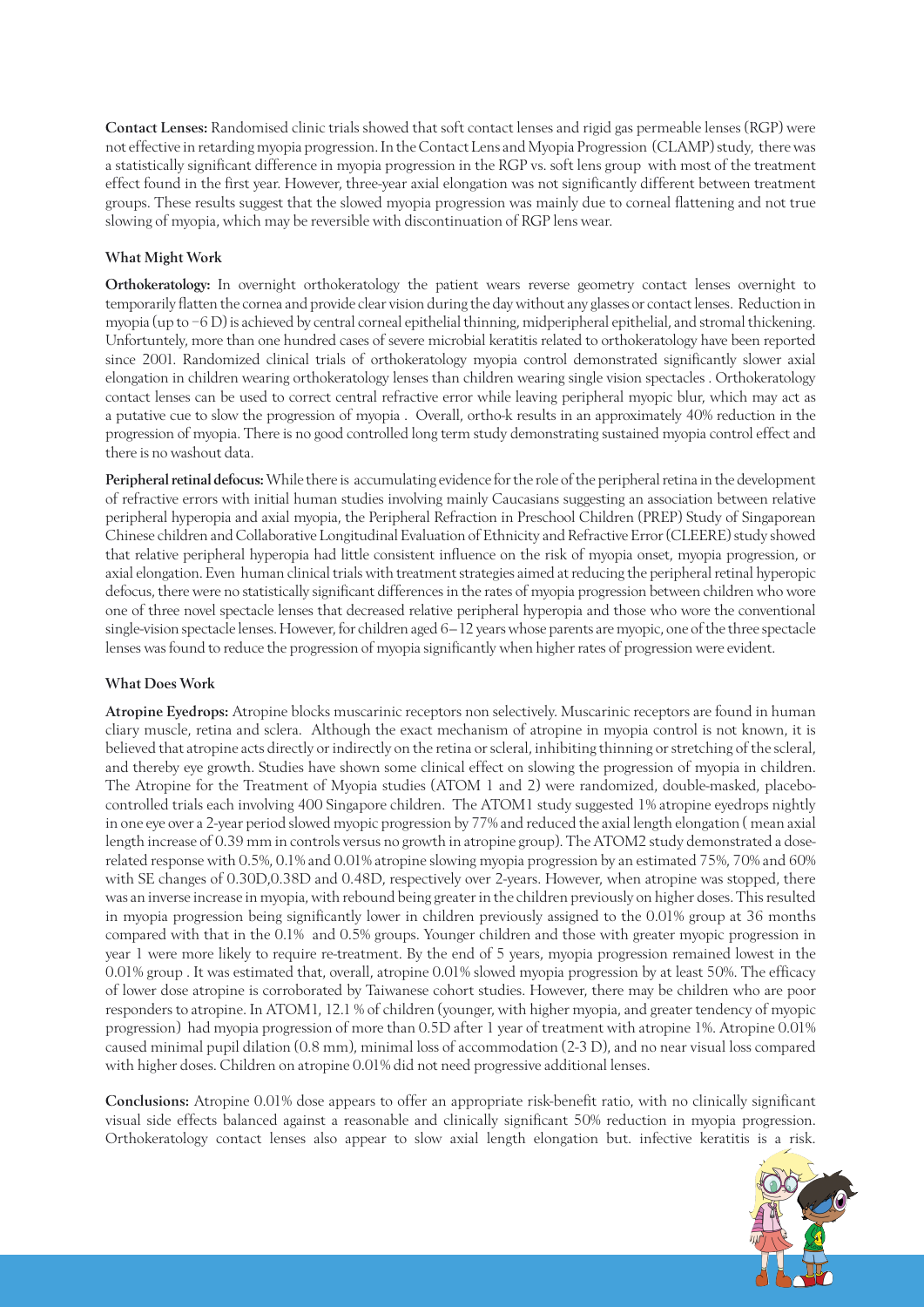**Contact Lenses:** Randomised clinic trials showed that soft contact lenses and rigid gas permeable lenses (RGP) were not effective in retarding myopia progression. In the Contact Lens and Myopia Progression (CLAMP) study, there was a statistically significant difference in myopia progression in the RGP vs. soft lens group with most of the treatment effect found in the first year. However, three-year axial elongation was not significantly different between treatment groups. These results suggest that the slowed myopia progression was mainly due to corneal flattening and not true slowing of myopia, which may be reversible with discontinuation of RGP lens wear.

**What Might Work**

**Orthokeratology:** In overnight orthokeratology the patient wears reverse geometry contact lenses overnight to temporarily flatten the cornea and provide clear vision during the day without any glasses or contact lenses. Reduction in myopia (up to −6 D) is achieved by central corneal epithelial thinning, midperipheral epithelial, and stromal thickening. Unfortuntely, more than one hundred cases of severe microbial keratitis related to orthokeratology have been reported since 2001. Randomized clinical trials of orthokeratology myopia control demonstrated significantly slower axial elongation in children wearing orthokeratology lenses than children wearing single vision spectacles . Orthokeratology contact lenses can be used to correct central refractive error while leaving peripheral myopic blur, which may act as a putative cue to slow the progression of myopia . Overall, ortho-k results in an approximately 40% reduction in the progression of myopia. There is no good controlled long term study demonstrating sustained myopia control effect and there is no washout data.

**Peripheral retinal defocus:** While there is accumulating evidence for the role of the peripheral retina in the development of refractive errors with initial human studies involving mainly Caucasians suggesting an association between relative peripheral hyperopia and axial myopia, the Peripheral Refraction in Preschool Children (PREP) Study of Singaporean Chinese children and Collaborative Longitudinal Evaluation of Ethnicity and Refractive Error (CLEERE) study showed that relative peripheral hyperopia had little consistent influence on the risk of myopia onset, myopia progression, or axial elongation. Even human clinical trials with treatment strategies aimed at reducing the peripheral retinal hyperopic defocus, there were no statistically significant differences in the rates of myopia progression between children who wore one of three novel spectacle lenses that decreased relative peripheral hyperopia and those who wore the conventional single-vision spectacle lenses. However, for children aged 6–12 years whose parents are myopic, one of the three spectacle lenses was found to reduce the progression of myopia significantly when higher rates of progression were evident.

**What Does Work**

**Atropine Eyedrops:** Atropine blocks muscarinic receptors non selectively. Muscarinic receptors are found in human cliary muscle, retina and sclera. Although the exact mechanism of atropine in myopia control is not known, it is believed that atropine acts directly or indirectly on the retina or scleral, inhibiting thinning or stretching of the scleral, and thereby eye growth. Studies have shown some clinical effect on slowing the progression of myopia in children. The Atropine for the Treatment of Myopia studies (ATOM 1 and 2) were randomized, double-masked, placebo-controlled trials each involving 400 Singapore children. The ATOM1 study suggested 1% atropine eyedrops nightly in one eye over a 2-year period slowed myopic progression by 77% and reduced the axial length elongation ( mean axial length increase of 0.39 mm in controls versus no growth in atropine group). The ATOM2 study demonstrated a dose-related response with 0.5%, 0.1% and 0.01% atropine slowing myopia progression by an estimated 75%, 70% and 60% with SE changes of 0.30D,0.38D and 0.48D, respectively over 2-years. However, when atropine was stopped, there was an inverse increase in myopia, with rebound being greater in the children previously on higher doses. This resulted in myopia progression being significantly lower in children previously assigned to the 0.01% group at 36 months compared with that in the 0.1% and 0.5% groups. Younger children and those with greater myopic progression in year 1 were more likely to require re-treatment. By the end of 5 years, myopia progression remained lowest in the 0.01% group . It was estimated that, overall, atropine 0.01% slowed myopia progression by at least 50%. The efficacy of lower dose atropine is corroborated by Taiwanese cohort studies. However, there may be children who are poor responders to atropine. In ATOM1, 12.1 % of children (younger, with higher myopia, and greater tendency of myopic progression) had myopia progression of more than 0.5D after 1 year of treatment with atropine 1%. Atropine 0.01% caused minimal pupil dilation (0.8 mm), minimal loss of accommodation (2-3 D), and no near visual loss compared with higher doses. Children on atropine 0.01% did not need progressive additional lenses.

**Conclusions:** Atropine 0.01% dose appears to offer an appropriate risk-benefit ratio, with no clinically significant visual side effects balanced against a reasonable and clinically significant 50% reduction in myopia progression. Orthokeratology contact lenses also appear to slow axial length elongation but. infective keratitis is a risk.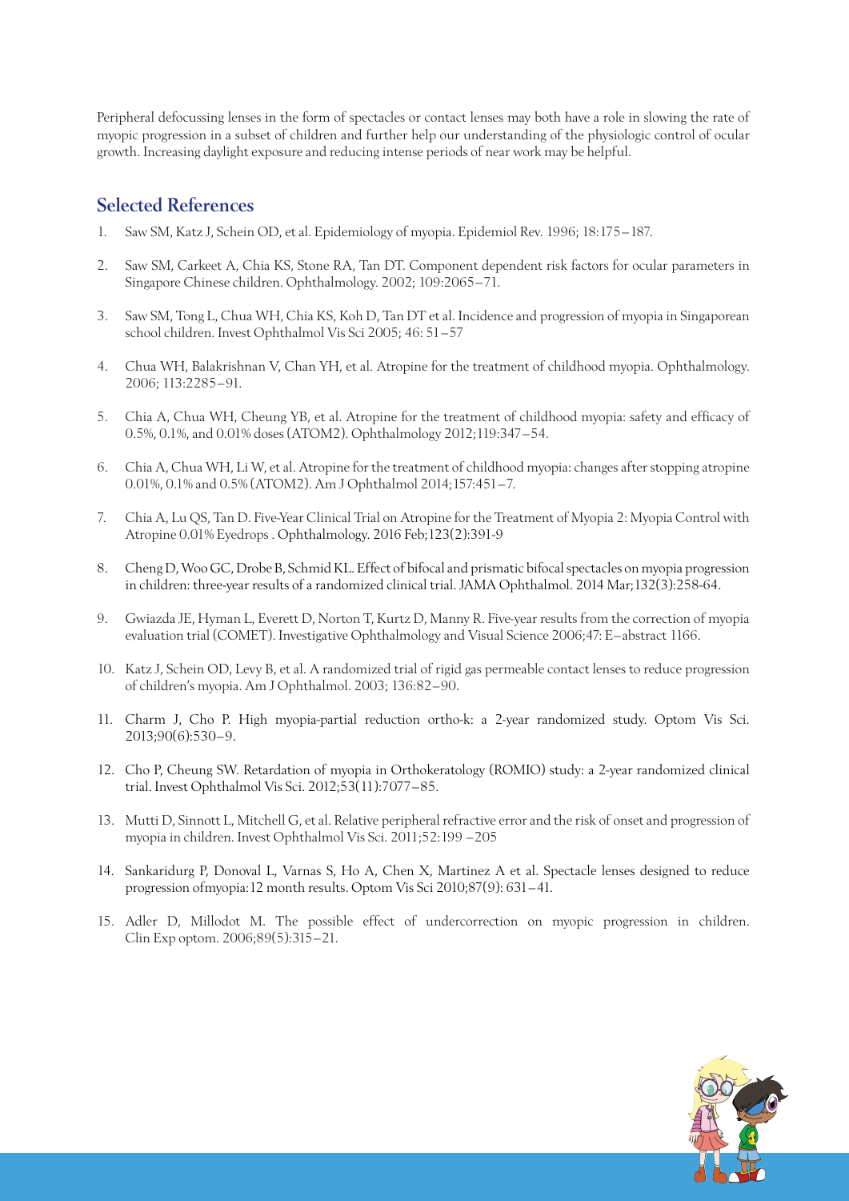Peripheral defocussing lenses in the form of spectacles or contact lenses may both have a role in slowing the rate of myopic progression in a subset of children and further help our understanding of the physiologic control of ocular growth. Increasing daylight exposure and reducing intense periods of near work may be helpful.

## Selected References

1. Saw SM, Katz J, Schein OD, et al. Epidemiology of myopia. Epidemiol Rev. 1996; 18:175–187.
2. Saw SM, Carkeet A, Chia KS, Stone RA, Tan DT. Component dependent risk factors for ocular parameters in Singapore Chinese children. Ophthalmology. 2002; 109:2065–71.
3. Saw SM, Tong L, Chua WH, Chia KS, Koh D, Tan DT et al. Incidence and progression of myopia in Singaporean school children. Invest Ophthalmol Vis Sci 2005; 46: 51–57
4. Chua WH, Balakrishnan V, Chan YH, et al. Atropine for the treatment of childhood myopia. Ophthalmology. 2006; 113:2285–91.
5. Chia A, Chua WH, Cheung YB, et al. Atropine for the treatment of childhood myopia: safety and efficacy of 0.5%, 0.1%, and 0.01% doses (ATOM2). Ophthalmology 2012;119:347–54.
6. Chia A, Chua WH, Li W, et al. Atropine for the treatment of childhood myopia: changes after stopping atropine 0.01%, 0.1% and 0.5% (ATOM2). Am J Ophthalmol 2014;157:451–7.
7. Chia A, Lu QS, Tan D. Five-Year Clinical Trial on Atropine for the Treatment of Myopia 2: Myopia Control with Atropine 0.01% Eyedrops . Ophthalmology. 2016 Feb;123(2):391-9
8. Cheng D, Woo GC, Drobe B, Schmid KL. Effect of bifocal and prismatic bifocal spectacles on myopia progression in children: three-year results of a randomized clinical trial. JAMA Ophthalmol. 2014 Mar;132(3):258-64.
9. Gwiazda JE, Hyman L, Everett D, Norton T, Kurtz D, Manny R. Five-year results from the correction of myopia evaluation trial (COMET). Investigative Ophthalmology and Visual Science 2006;47: E–abstract 1166.
10. Katz J, Schein OD, Levy B, et al. A randomized trial of rigid gas permeable contact lenses to reduce progression of children's myopia. Am J Ophthalmol. 2003; 136:82–90.
11. Charm J, Cho P. High myopia-partial reduction ortho-k: a 2-year randomized study. Optom Vis Sci. 2013;90(6):530–9.
12. Cho P, Cheung SW. Retardation of myopia in Orthokeratology (ROMIO) study: a 2-year randomized clinical trial. Invest Ophthalmol Vis Sci. 2012;53(11):7077–85.
13. Mutti D, Sinnott L, Mitchell G, et al. Relative peripheral refractive error and the risk of onset and progression of myopia in children. Invest Ophthalmol Vis Sci. 2011;52:199 –205
14. Sankaridurg P, Donoval L, Varnas S, Ho A, Chen X, Martinez A et al. Spectacle lenses designed to reduce progression ofmyopia:12 month results. Optom Vis Sci 2010;87(9): 631–41.
15. Adler D, Millodot M. The possible effect of undercorrection on myopic progression in children. Clin Exp optom. 2006;89(5):315–21.